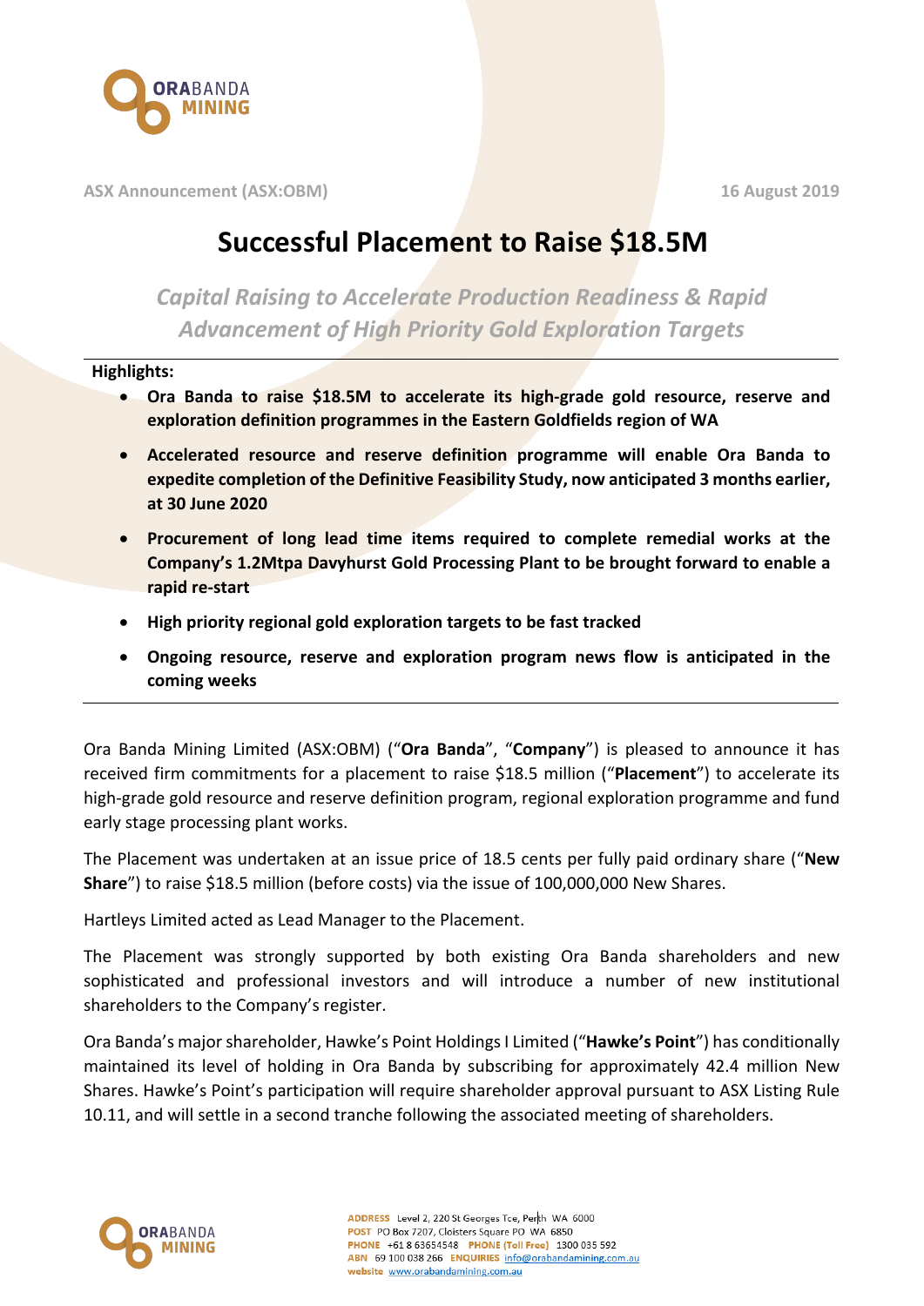ASX Announcement (ASX:OBM)

16 August 2019

# Successful Placement to Raise $18.5M

*Capital Raising to Accelerate Production Readiness & Rapid Advancement of High Priority Gold Exploration Targets*

**Highlights:**

- **Ora Banda to raise $18.5M to accelerate its high-grade gold resource, reserve and exploration definition programmes in the Eastern Goldfields region of WA**
- **Accelerated resource and reserve definition programme will enable Ora Banda to expedite completion of the Definitive Feasibility Study, now anticipated 3 months earlier, at 30 June 2020**
- **Procurement of long lead time items required to complete remedial works at the Company's 1.2Mtpa Davyhurst Gold Processing Plant to be brought forward to enable a rapid re-start**
- **High priority regional gold exploration targets to be fast tracked**
- **Ongoing resource, reserve and exploration program news flow is anticipated in the coming weeks**

Ora Banda Mining Limited (ASX:OBM) ("**Ora Banda**", "**Company**") is pleased to announce it has received firm commitments for a placement to raise $18.5 million ("**Placement**") to accelerate its high-grade gold resource and reserve definition program, regional exploration programme and fund early stage processing plant works.

The Placement was undertaken at an issue price of 18.5 cents per fully paid ordinary share ("**New Share**") to raise $18.5 million (before costs) via the issue of 100,000,000 New Shares.

Hartleys Limited acted as Lead Manager to the Placement.

The Placement was strongly supported by both existing Ora Banda shareholders and new sophisticated and professional investors and will introduce a number of new institutional shareholders to the Company's register.

Ora Banda's major shareholder, Hawke's Point Holdings I Limited ("**Hawke's Point**") has conditionally maintained its level of holding in Ora Banda by subscribing for approximately 42.4 million New Shares. Hawke's Point's participation will require shareholder approval pursuant to ASX Listing Rule 10.11, and will settle in a second tranche following the associated meeting of shareholders.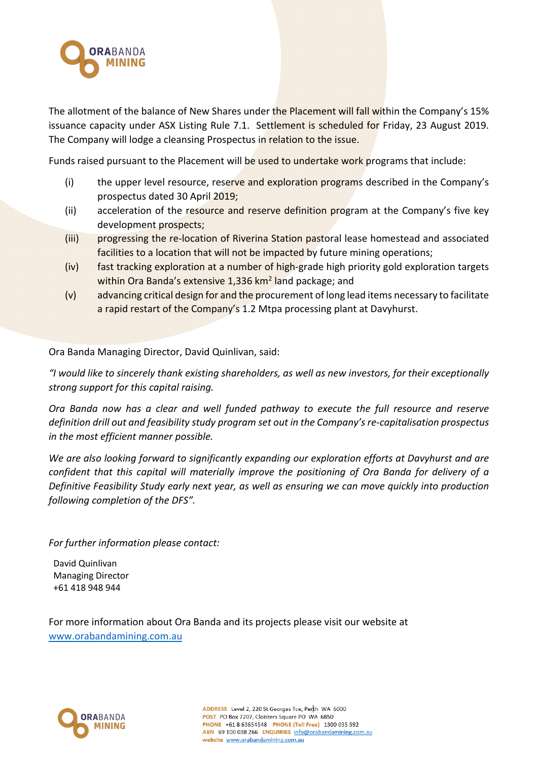The allotment of the balance of New Shares under the Placement will fall within the Company's 15% issuance capacity under ASX Listing Rule 7.1. Settlement is scheduled for Friday, 23 August 2019. The Company will lodge a cleansing Prospectus in relation to the issue.

Funds raised pursuant to the Placement will be used to undertake work programs that include:

(i) the upper level resource, reserve and exploration programs described in the Company's prospectus dated 30 April 2019;

(ii) acceleration of the resource and reserve definition program at the Company's five key development prospects;

(iii) progressing the re-location of Riverina Station pastoral lease homestead and associated facilities to a location that will not be impacted by future mining operations;

(iv) fast tracking exploration at a number of high-grade high priority gold exploration targets within Ora Banda's extensive 1,336 $km^2$ land package; and

(v) advancing critical design for and the procurement of long lead items necessary to facilitate a rapid restart of the Company's 1.2 Mtpa processing plant at Davyhurst.

Ora Banda Managing Director, David Quinlivan, said:

*"I would like to sincerely thank existing shareholders, as well as new investors, for their exceptionally strong support for this capital raising.*

*Ora Banda now has a clear and well funded pathway to execute the full resource and reserve definition drill out and feasibility study program set out in the Company's re-capitalisation prospectus in the most efficient manner possible.*

*We are also looking forward to significantly expanding our exploration efforts at Davyhurst and are confident that this capital will materially improve the positioning of Ora Banda for delivery of a Definitive Feasibility Study early next year, as well as ensuring we can move quickly into production following completion of the DFS".*

*For further information please contact:*

David Quinlivan
Managing Director
+61 418 948 944

For more information about Ora Banda and its projects please visit our website at [www.orabandamining.com.au](http://www.orabandamining.com.au)

**ADDRESS** Level 2, 220 St Georges Tce, Perth WA 6000
**POST** PO Box 7207, Cloisters Square PO WA 6850
**PHONE** +61 8 63654548 **PHONE (Toll Free)** 1300 035 592
**ABN** 69 100 038 266 **ENQUIRIES** info@orabandamining.com.au
**website** www.orabandamining.com.au